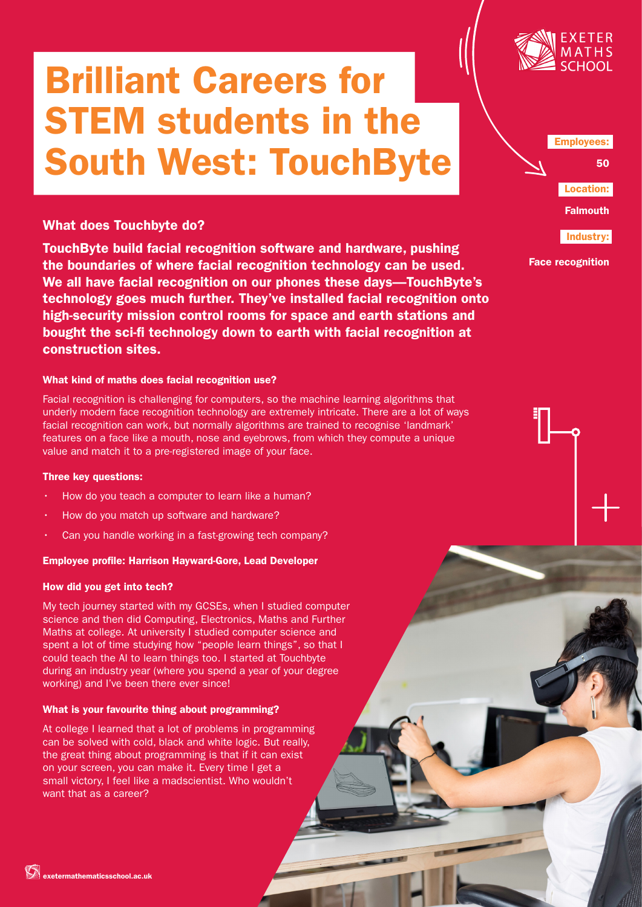# Brilliant Careers for STEM students in the South West: TouchByte

**Employees:** 50

**Location:** Falmouth

**Industry:** Face recognition

## What does Touchbyte do?

**TouchByte build facial recognition software and hardware, pushing the boundaries of where facial recognition technology can be used. We all have facial recognition on our phones these days—TouchByte's technology goes much further. They've installed facial recognition onto high-security mission control rooms for space and earth stations and bought the sci-fi technology down to earth with facial recognition at construction sites.**

### What kind of maths does facial recognition use?

Facial recognition is challenging for computers, so the machine learning algorithms that underly modern face recognition technology are extremely intricate. There are a lot of ways facial recognition can work, but normally algorithms are trained to recognise 'landmark' features on a face like a mouth, nose and eyebrows, from which they compute a unique value and match it to a pre-registered image of your face.

### Three key questions:

- How do you teach a computer to learn like a human?
- How do you match up software and hardware?
- Can you handle working in a fast-growing tech company?

### Employee profile: Harrison Hayward-Gore, Lead Developer

### How did you get into tech?

My tech journey started with my GCSEs, when I studied computer science and then did Computing, Electronics, Maths and Further Maths at college. At university I studied computer science and spent a lot of time studying how "people learn things", so that I could teach the AI to learn things too. I started at Touchbyte during an industry year (where you spend a year of your degree working) and I've been there ever since!

### What is your favourite thing about programming?

At college I learned that a lot of problems in programming can be solved with cold, black and white logic. But really, the great thing about programming is that if it can exist on your screen, you can make it. Every time I get a small victory, I feel like a madscientist. Who wouldn't want that as a career?

exetermathematicsschool.ac.uk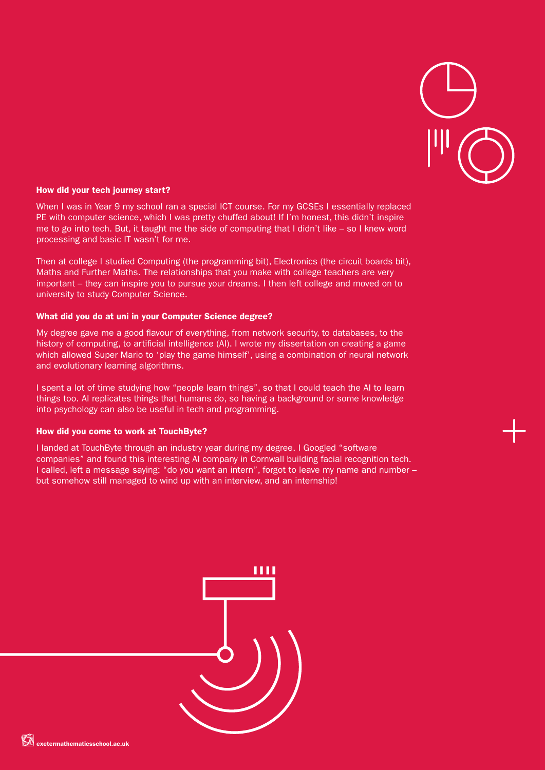### How did your tech journey start?

When I was in Year 9 my school ran a special ICT course. For my GCSEs I essentially replaced PE with computer science, which I was pretty chuffed about! If I'm honest, this didn't inspire me to go into tech. But, it taught me the side of computing that I didn't like – so I knew word processing and basic IT wasn't for me.

Then at college I studied Computing (the programming bit), Electronics (the circuit boards bit), Maths and Further Maths. The relationships that you make with college teachers are very important – they can inspire you to pursue your dreams. I then left college and moved on to university to study Computer Science.

### What did you do at uni in your Computer Science degree?

My degree gave me a good flavour of everything, from network security, to databases, to the history of computing, to artificial intelligence (AI). I wrote my dissertation on creating a game which allowed Super Mario to 'play the game himself', using a combination of neural network and evolutionary learning algorithms.

I spent a lot of time studying how "people learn things", so that I could teach the AI to learn things too. AI replicates things that humans do, so having a background or some knowledge into psychology can also be useful in tech and programming.

### How did you come to work at TouchByte?

I landed at TouchByte through an industry year during my degree. I Googled "software companies" and found this interesting AI company in Cornwall building facial recognition tech. I called, left a message saying: "do you want an intern", forgot to leave my name and number – but somehow still managed to wind up with an interview, and an internship!